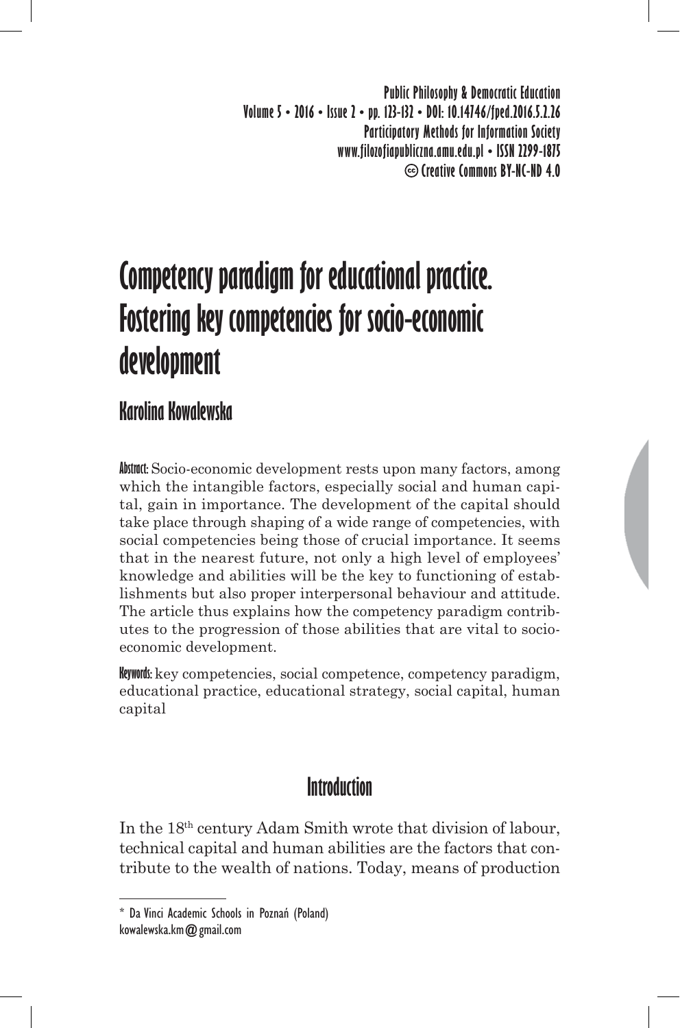# Competency paradigm for educational practice. Fostering key competencies for socio-economic development

## Karolina Kowalewska

**Abstract:** Socio-economic development rests upon many factors, among which the intangible factors, especially social and human capital, gain in importance. The development of the capital should take place through shaping of a wide range of competencies, with social competencies being those of crucial importance. It seems that in the nearest future, not only a high level of employees' knowledge and abilities will be the key to functioning of establishments but also proper interpersonal behaviour and attitude. The article thus explains how the competency paradigm contributes to the progression of those abilities that are vital to socio-economic development.

**Keywords:** key competencies, social competence, competency paradigm, educational practice, educational strategy, social capital, human capital

## Introduction

In the 18th century Adam Smith wrote that division of labour, technical capital and human abilities are the factors that contribute to the wealth of nations. Today, means of production

---

\* Da Vinci Academic Schools in Poznań (Poland)
kowalewska.km@gmail.com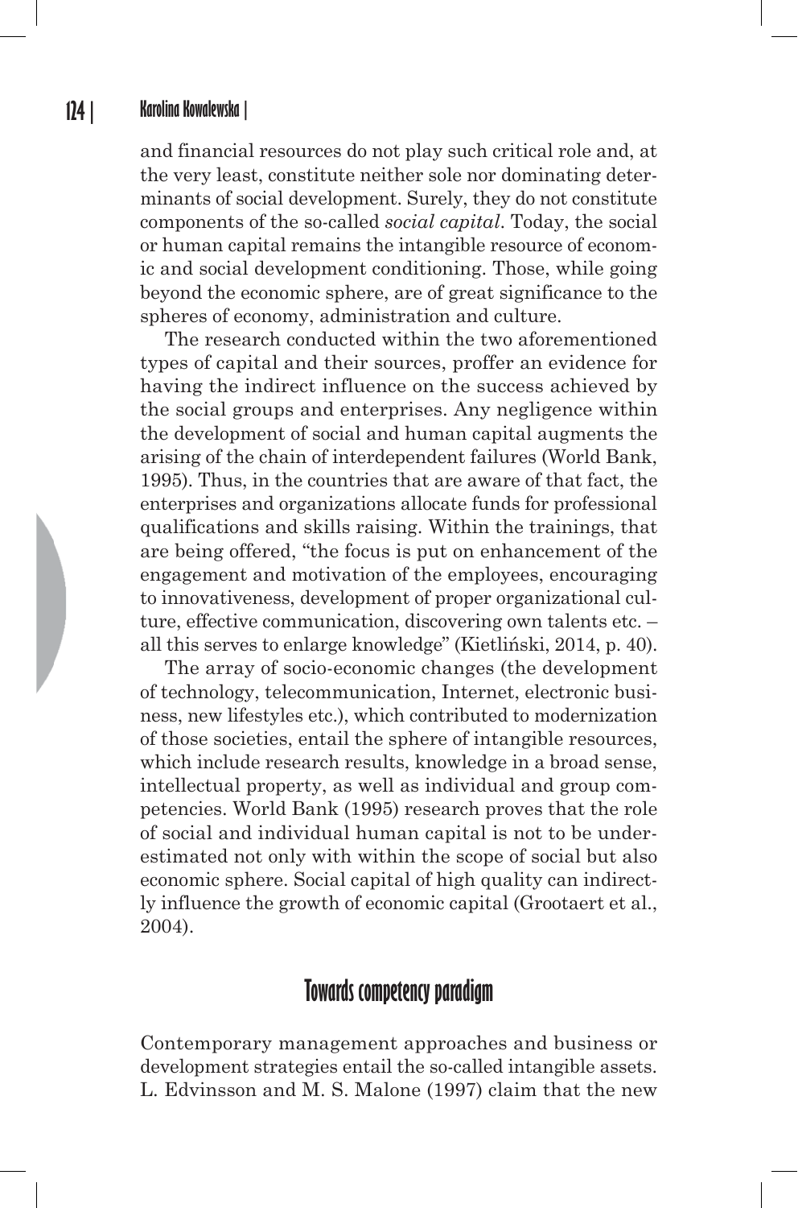and financial resources do not play such critical role and, at the very least, constitute neither sole nor dominating determinants of social development. Surely, they do not constitute components of the so-called *social capital*. Today, the social or human capital remains the intangible resource of economic and social development conditioning. Those, while going beyond the economic sphere, are of great significance to the spheres of economy, administration and culture.

The research conducted within the two aforementioned types of capital and their sources, proffer an evidence for having the indirect influence on the success achieved by the social groups and enterprises. Any negligence within the development of social and human capital augments the arising of the chain of interdependent failures (World Bank, 1995). Thus, in the countries that are aware of that fact, the enterprises and organizations allocate funds for professional qualifications and skills raising. Within the trainings, that are being offered, "the focus is put on enhancement of the engagement and motivation of the employees, encouraging to innovativeness, development of proper organizational culture, effective communication, discovering own talents etc. – all this serves to enlarge knowledge" (Kietliński, 2014, p. 40).

The array of socio-economic changes (the development of technology, telecommunication, Internet, electronic business, new lifestyles etc.), which contributed to modernization of those societies, entail the sphere of intangible resources, which include research results, knowledge in a broad sense, intellectual property, as well as individual and group competencies. World Bank (1995) research proves that the role of social and individual human capital is not to be underestimated not only with within the scope of social but also economic sphere. Social capital of high quality can indirectly influence the growth of economic capital (Grootaert et al., 2004).

## Towards competency paradigm

Contemporary management approaches and business or development strategies entail the so-called intangible assets. L. Edvinsson and M. S. Malone (1997) claim that the new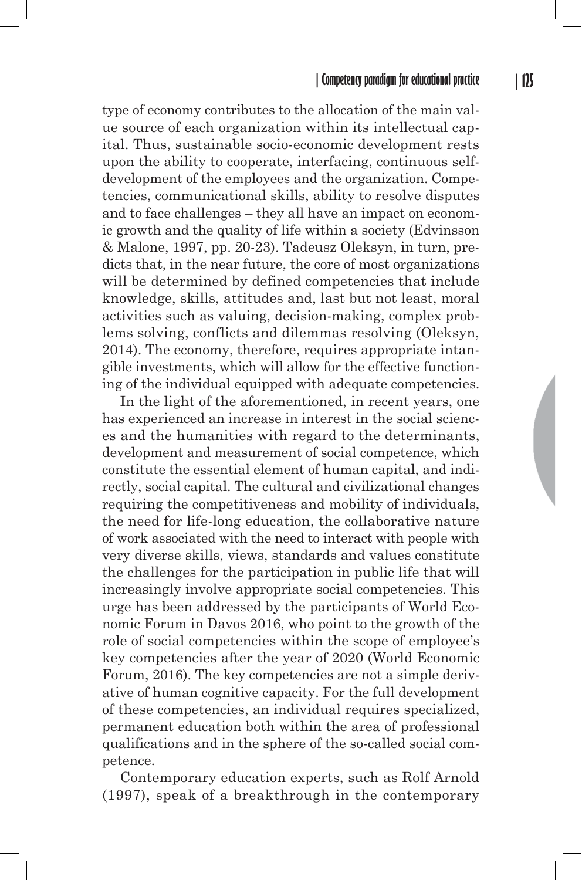type of economy contributes to the allocation of the main value source of each organization within its intellectual capital. Thus, sustainable socio-economic development rests upon the ability to cooperate, interfacing, continuous self-development of the employees and the organization. Competencies, communicational skills, ability to resolve disputes and to face challenges – they all have an impact on economic growth and the quality of life within a society (Edvinsson & Malone, 1997, pp. 20-23). Tadeusz Oleksyn, in turn, predicts that, in the near future, the core of most organizations will be determined by defined competencies that include knowledge, skills, attitudes and, last but not least, moral activities such as valuing, decision-making, complex problems solving, conflicts and dilemmas resolving (Oleksyn, 2014). The economy, therefore, requires appropriate intangible investments, which will allow for the effective functioning of the individual equipped with adequate competencies.

In the light of the aforementioned, in recent years, one has experienced an increase in interest in the social sciences and the humanities with regard to the determinants, development and measurement of social competence, which constitute the essential element of human capital, and indirectly, social capital. The cultural and civilizational changes requiring the competitiveness and mobility of individuals, the need for life-long education, the collaborative nature of work associated with the need to interact with people with very diverse skills, views, standards and values constitute the challenges for the participation in public life that will increasingly involve appropriate social competencies. This urge has been addressed by the participants of World Economic Forum in Davos 2016, who point to the growth of the role of social competencies within the scope of employee's key competencies after the year of 2020 (World Economic Forum, 2016). The key competencies are not a simple derivative of human cognitive capacity. For the full development of these competencies, an individual requires specialized, permanent education both within the area of professional qualifications and in the sphere of the so-called social competence.

Contemporary education experts, such as Rolf Arnold (1997), speak of a breakthrough in the contemporary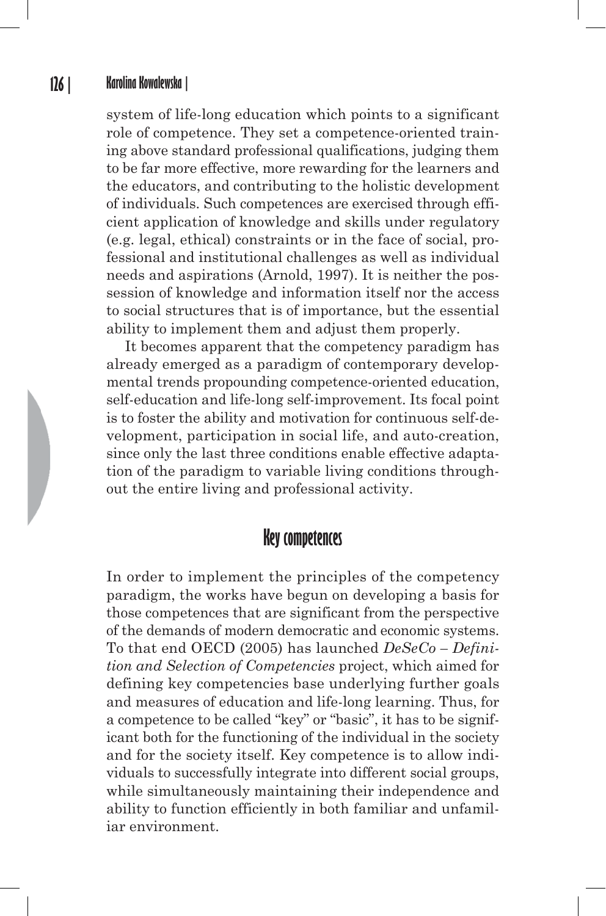system of life-long education which points to a significant role of competence. They set a competence-oriented training above standard professional qualifications, judging them to be far more effective, more rewarding for the learners and the educators, and contributing to the holistic development of individuals. Such competences are exercised through efficient application of knowledge and skills under regulatory (e.g. legal, ethical) constraints or in the face of social, professional and institutional challenges as well as individual needs and aspirations (Arnold, 1997). It is neither the possession of knowledge and information itself nor the access to social structures that is of importance, but the essential ability to implement them and adjust them properly.

It becomes apparent that the competency paradigm has already emerged as a paradigm of contemporary developmental trends propounding competence-oriented education, self-education and life-long self-improvement. Its focal point is to foster the ability and motivation for continuous self-development, participation in social life, and auto-creation, since only the last three conditions enable effective adaptation of the paradigm to variable living conditions throughout the entire living and professional activity.

## Key competences

In order to implement the principles of the competency paradigm, the works have begun on developing a basis for those competences that are significant from the perspective of the demands of modern democratic and economic systems. To that end OECD (2005) has launched *DeSeCo – Definition and Selection of Competencies* project, which aimed for defining key competencies base underlying further goals and measures of education and life-long learning. Thus, for a competence to be called "key" or "basic", it has to be significant both for the functioning of the individual in the society and for the society itself. Key competence is to allow individuals to successfully integrate into different social groups, while simultaneously maintaining their independence and ability to function efficiently in both familiar and unfamiliar environment.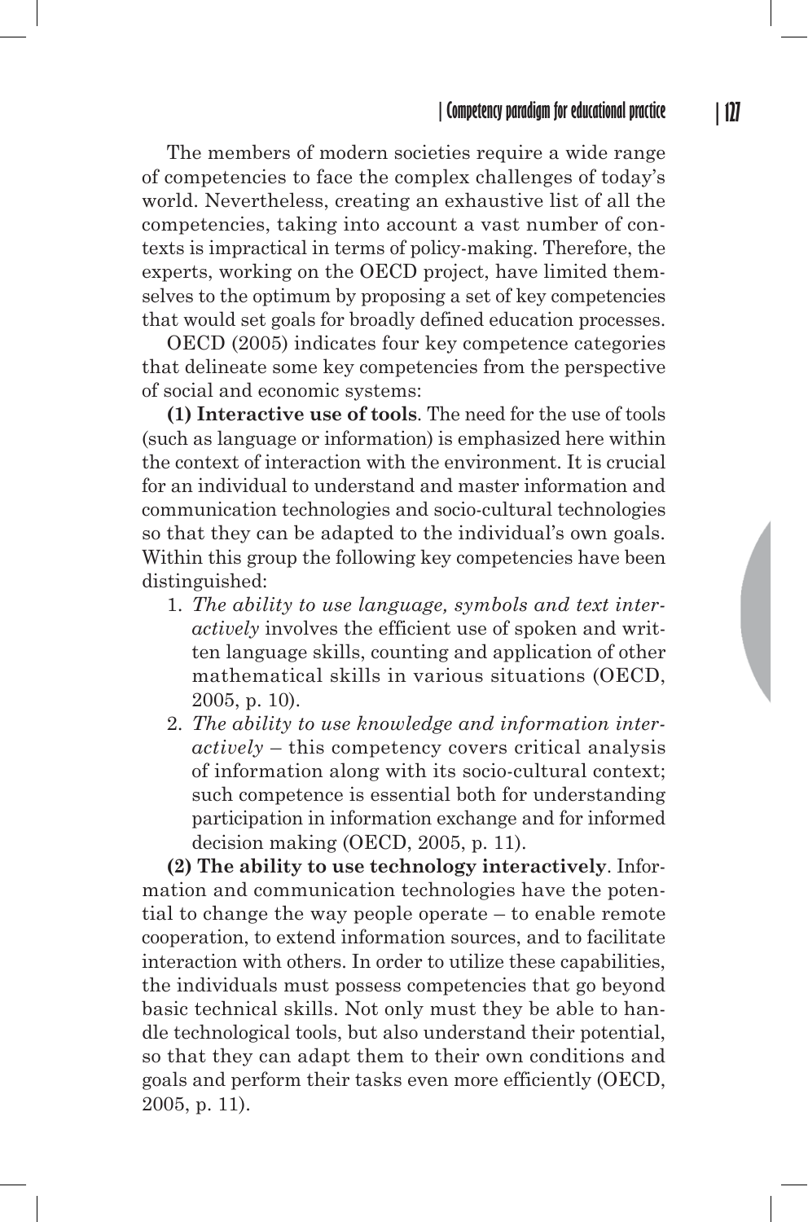The members of modern societies require a wide range of competencies to face the complex challenges of today's world. Nevertheless, creating an exhaustive list of all the competencies, taking into account a vast number of contexts is impractical in terms of policy-making. Therefore, the experts, working on the OECD project, have limited themselves to the optimum by proposing a set of key competencies that would set goals for broadly defined education processes.

OECD (2005) indicates four key competence categories that delineate some key competencies from the perspective of social and economic systems:

**(1) Interactive use of tools**. The need for the use of tools (such as language or information) is emphasized here within the context of interaction with the environment. It is crucial for an individual to understand and master information and communication technologies and socio-cultural technologies so that they can be adapted to the individual's own goals. Within this group the following key competencies have been distinguished:

1. *The ability to use language, symbols and text interactively* involves the efficient use of spoken and written language skills, counting and application of other mathematical skills in various situations (OECD, 2005, p. 10).
2. *The ability to use knowledge and information interactively* – this competency covers critical analysis of information along with its socio-cultural context; such competence is essential both for understanding participation in information exchange and for informed decision making (OECD, 2005, p. 11).

**(2) The ability to use technology interactively**. Information and communication technologies have the potential to change the way people operate – to enable remote cooperation, to extend information sources, and to facilitate interaction with others. In order to utilize these capabilities, the individuals must possess competencies that go beyond basic technical skills. Not only must they be able to handle technological tools, but also understand their potential, so that they can adapt them to their own conditions and goals and perform their tasks even more efficiently (OECD, 2005, p. 11).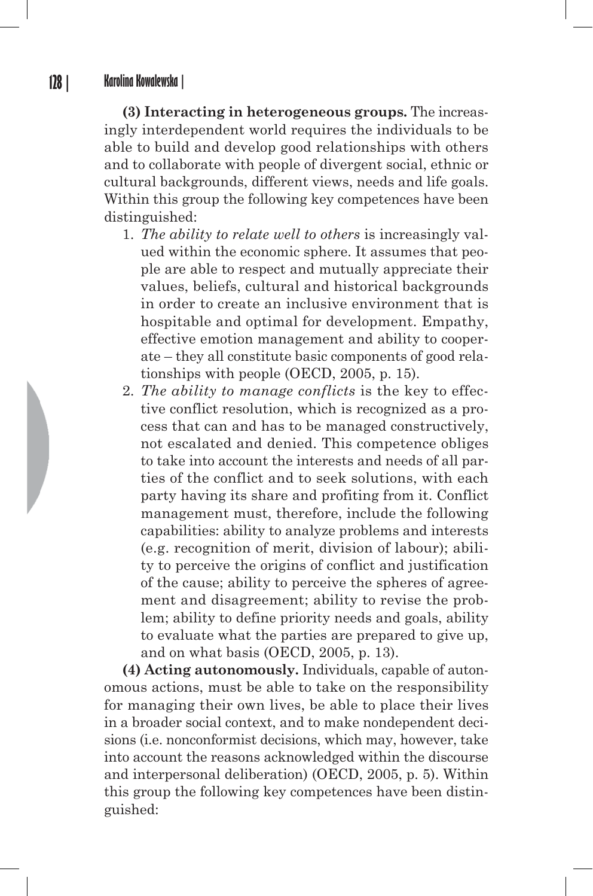**(3) Interacting in heterogeneous groups.** The increasingly interdependent world requires the individuals to be able to build and develop good relationships with others and to collaborate with people of divergent social, ethnic or cultural backgrounds, different views, needs and life goals. Within this group the following key competences have been distinguished:

1. *The ability to relate well to others* is increasingly valued within the economic sphere. It assumes that people are able to respect and mutually appreciate their values, beliefs, cultural and historical backgrounds in order to create an inclusive environment that is hospitable and optimal for development. Empathy, effective emotion management and ability to cooperate – they all constitute basic components of good relationships with people (OECD, 2005, p. 15).
2. *The ability to manage conflicts* is the key to effective conflict resolution, which is recognized as a process that can and has to be managed constructively, not escalated and denied. This competence obliges to take into account the interests and needs of all parties of the conflict and to seek solutions, with each party having its share and profiting from it. Conflict management must, therefore, include the following capabilities: ability to analyze problems and interests (e.g. recognition of merit, division of labour); ability to perceive the origins of conflict and justification of the cause; ability to perceive the spheres of agreement and disagreement; ability to revise the problem; ability to define priority needs and goals, ability to evaluate what the parties are prepared to give up, and on what basis (OECD, 2005, p. 13).

**(4) Acting autonomously.** Individuals, capable of autonomous actions, must be able to take on the responsibility for managing their own lives, be able to place their lives in a broader social context, and to make nondependent decisions (i.e. nonconformist decisions, which may, however, take into account the reasons acknowledged within the discourse and interpersonal deliberation) (OECD, 2005, p. 5). Within this group the following key competences have been distinguished: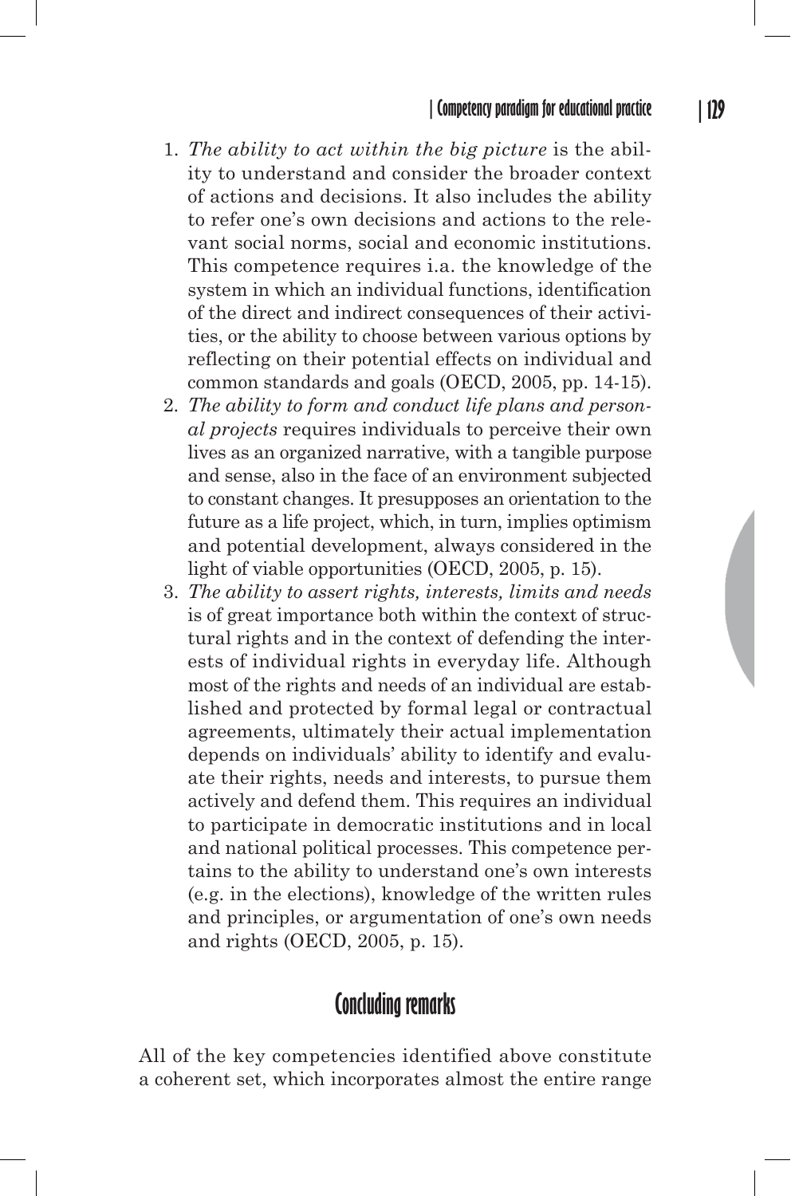1. *The ability to act within the big picture* is the ability to understand and consider the broader context of actions and decisions. It also includes the ability to refer one's own decisions and actions to the relevant social norms, social and economic institutions. This competence requires i.a. the knowledge of the system in which an individual functions, identification of the direct and indirect consequences of their activities, or the ability to choose between various options by reflecting on their potential effects on individual and common standards and goals (OECD, 2005, pp. 14-15).
2. *The ability to form and conduct life plans and personal projects* requires individuals to perceive their own lives as an organized narrative, with a tangible purpose and sense, also in the face of an environment subjected to constant changes. It presupposes an orientation to the future as a life project, which, in turn, implies optimism and potential development, always considered in the light of viable opportunities (OECD, 2005, p. 15).
3. *The ability to assert rights, interests, limits and needs* is of great importance both within the context of structural rights and in the context of defending the interests of individual rights in everyday life. Although most of the rights and needs of an individual are established and protected by formal legal or contractual agreements, ultimately their actual implementation depends on individuals' ability to identify and evaluate their rights, needs and interests, to pursue them actively and defend them. This requires an individual to participate in democratic institutions and in local and national political processes. This competence pertains to the ability to understand one's own interests (e.g. in the elections), knowledge of the written rules and principles, or argumentation of one's own needs and rights (OECD, 2005, p. 15).

## Concluding remarks

All of the key competencies identified above constitute a coherent set, which incorporates almost the entire range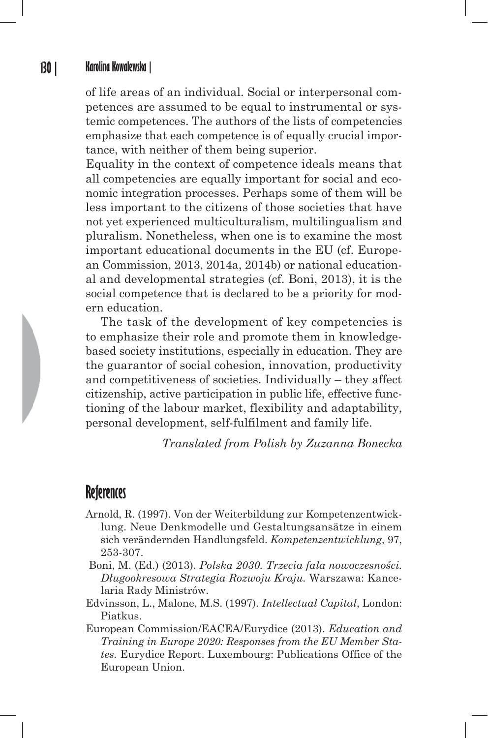of life areas of an individual. Social or interpersonal competences are assumed to be equal to instrumental or systemic competences. The authors of the lists of competencies emphasize that each competence is of equally crucial importance, with neither of them being superior.

Equality in the context of competence ideals means that all competencies are equally important for social and economic integration processes. Perhaps some of them will be less important to the citizens of those societies that have not yet experienced multiculturalism, multilingualism and pluralism. Nonetheless, when one is to examine the most important educational documents in the EU (cf. European Commission, 2013, 2014a, 2014b) or national educational and developmental strategies (cf. Boni, 2013), it is the social competence that is declared to be a priority for modern education.

The task of the development of key competencies is to emphasize their role and promote them in knowledge-based society institutions, especially in education. They are the guarantor of social cohesion, innovation, productivity and competitiveness of societies. Individually – they affect citizenship, active participation in public life, effective functioning of the labour market, flexibility and adaptability, personal development, self-fulfilment and family life.

*Translated from Polish by Zuzanna Bonecka*

## References

Arnold, R. (1997). Von der Weiterbildung zur Kompetenzentwicklung. Neue Denkmodelle und Gestaltungsansätze in einem sich verändernden Handlungsfeld. *Kompetenzentwicklung*, 97, 253-307.

Boni, M. (Ed.) (2013). *Polska 2030. Trzecia fala nowoczesności. Długookresowa Strategia Rozwoju Kraju.* Warszawa: Kancelaria Rady Ministrów.

Edvinsson, L., Malone, M.S. (1997). *Intellectual Capital*, London: Piatkus.

European Commission/EACEA/Eurydice (2013). *Education and Training in Europe 2020: Responses from the EU Member States.* Eurydice Report. Luxembourg: Publications Office of the European Union.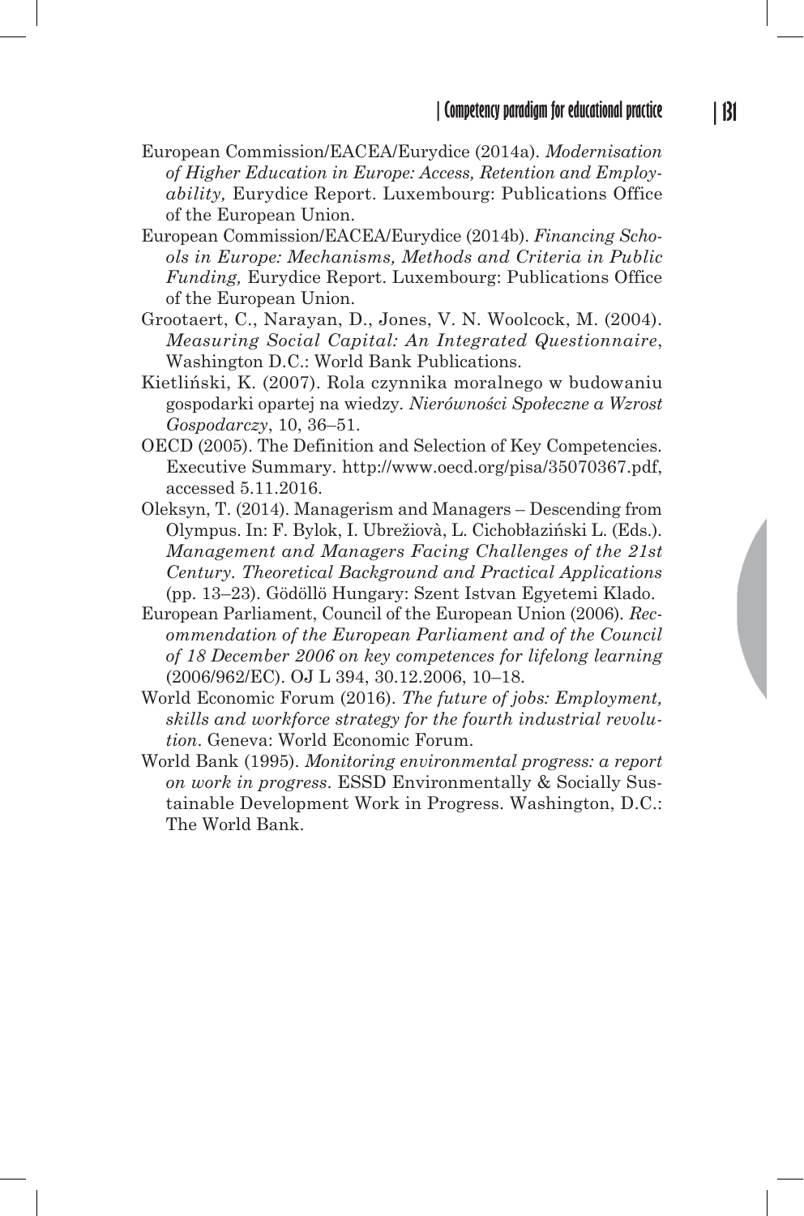European Commission/EACEA/Eurydice (2014a). *Modernisation of Higher Education in Europe: Access, Retention and Employability,* Eurydice Report. Luxembourg: Publications Office of the European Union.

European Commission/EACEA/Eurydice (2014b). *Financing Schools in Europe: Mechanisms, Methods and Criteria in Public Funding,* Eurydice Report. Luxembourg: Publications Office of the European Union.

Grootaert, C., Narayan, D., Jones, V. N. Woolcock, M. (2004). *Measuring Social Capital: An Integrated Questionnaire*, Washington D.C.: World Bank Publications.

Kietliński, K. (2007). Rola czynnika moralnego w budowaniu gospodarki opartej na wiedzy. *Nierówności Społeczne a Wzrost Gospodarczy*, 10, 36–51.

OECD (2005). The Definition and Selection of Key Competencies. Executive Summary. http://www.oecd.org/pisa/35070367.pdf, accessed 5.11.2016.

Oleksyn, T. (2014). Managerism and Managers – Descending from Olympus. In: F. Bylok, I. Ubrežiovà, L. Cichobłaziński L. (Eds.). *Management and Managers Facing Challenges of the 21st Century. Theoretical Background and Practical Applications* (pp. 13–23). Gödöllö Hungary: Szent Istvan Egyetemi Klado.

European Parliament, Council of the European Union (2006). *Recommendation of the European Parliament and of the Council of 18 December 2006 on key competences for lifelong learning* (2006/962/EC). OJ L 394, 30.12.2006, 10–18.

World Economic Forum (2016). *The future of jobs: Employment, skills and workforce strategy for the fourth industrial revolution*. Geneva: World Economic Forum.

World Bank (1995). *Monitoring environmental progress: a report on work in progress*. ESSD Environmentally & Socially Sustainable Development Work in Progress. Washington, D.C.: The World Bank.